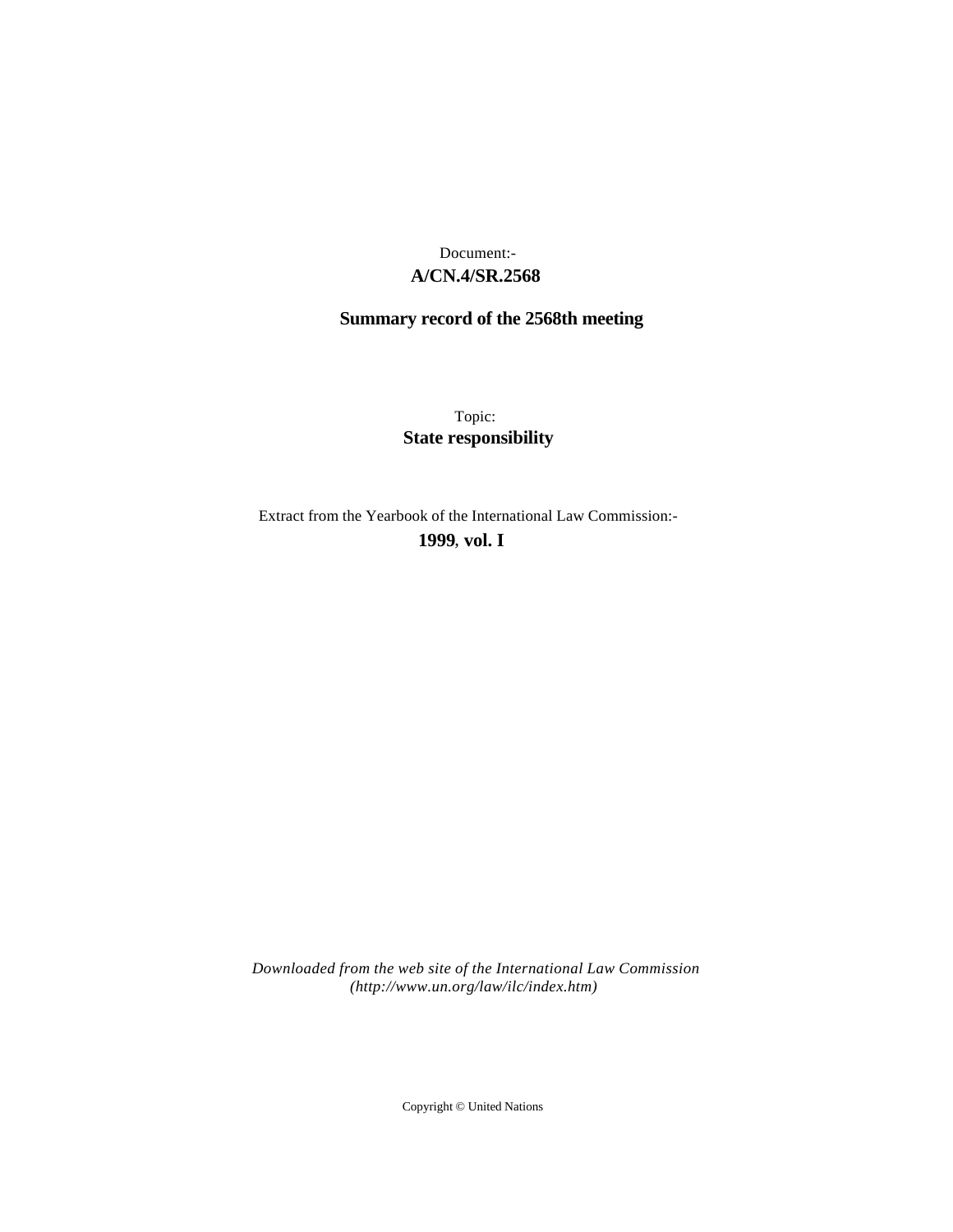Document:-

**A/CN.4/SR.2568**

**Summary record of the 2568th meeting**

Topic:

**State responsibility**

Extract from the Yearbook of the International Law Commission:-

**1999, vol. I**

*Downloaded from the web site of the International Law Commission (http://www.un.org/law/ilc/index.htm)*

Copyright © United Nations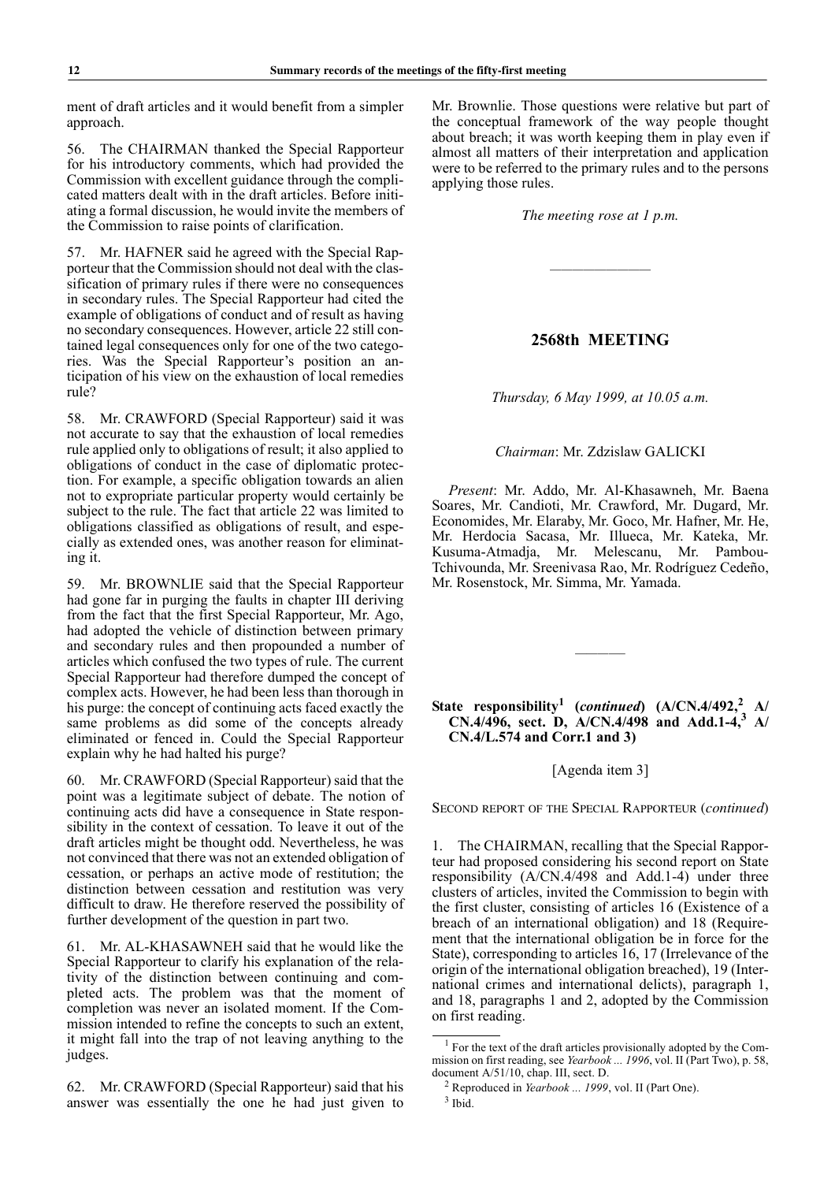ment of draft articles and it would benefit from a simpler approach.

56. The CHAIRMAN thanked the Special Rapporteur for his introductory comments, which had provided the Commission with excellent guidance through the complicated matters dealt with in the draft articles. Before initiating a formal discussion, he would invite the members of the Commission to raise points of clarification.

57. Mr. HAFNER said he agreed with the Special Rapporteur that the Commission should not deal with the classification of primary rules if there were no consequences in secondary rules. The Special Rapporteur had cited the example of obligations of conduct and of result as having no secondary consequences. However, article 22 still contained legal consequences only for one of the two categories. Was the Special Rapporteur's position an anticipation of his view on the exhaustion of local remedies rule?

58. Mr. CRAWFORD (Special Rapporteur) said it was not accurate to say that the exhaustion of local remedies rule applied only to obligations of result; it also applied to obligations of conduct in the case of diplomatic protection. For example, a specific obligation towards an alien not to expropriate particular property would certainly be subject to the rule. The fact that article 22 was limited to obligations classified as obligations of result, and especially as extended ones, was another reason for eliminating it.

59. Mr. BROWNLIE said that the Special Rapporteur had gone far in purging the faults in chapter III deriving from the fact that the first Special Rapporteur, Mr. Ago, had adopted the vehicle of distinction between primary and secondary rules and then propounded a number of articles which confused the two types of rule. The current Special Rapporteur had therefore dumped the concept of complex acts. However, he had been less than thorough in his purge: the concept of continuing acts faced exactly the same problems as did some of the concepts already eliminated or fenced in. Could the Special Rapporteur explain why he had halted his purge?

60. Mr. CRAWFORD (Special Rapporteur) said that the point was a legitimate subject of debate. The notion of continuing acts did have a consequence in State responsibility in the context of cessation. To leave it out of the draft articles might be thought odd. Nevertheless, he was not convinced that there was not an extended obligation of cessation, or perhaps an active mode of restitution; the distinction between cessation and restitution was very difficult to draw. He therefore reserved the possibility of further development of the question in part two.

61. Mr. AL-KHASAWNEH said that he would like the Special Rapporteur to clarify his explanation of the relativity of the distinction between continuing and completed acts. The problem was that the moment of completion was never an isolated moment. If the Commission intended to refine the concepts to such an extent, it might fall into the trap of not leaving anything to the judges.

62. Mr. CRAWFORD (Special Rapporteur) said that his answer was essentially the one he had just given to Mr. Brownlie. Those questions were relative but part of the conceptual framework of the way people thought about breach; it was worth keeping them in play even if almost all matters of their interpretation and application were to be referred to the primary rules and to the persons applying those rules.

*The meeting rose at 1 p.m.*

---

## 2568th MEETING

*Thursday, 6 May 1999, at 10.05 a.m.*

*Chairman*: Mr. Zdzislaw GALICKI

*Present*: Mr. Addo, Mr. Al-Khasawneh, Mr. Baena Soares, Mr. Candioti, Mr. Crawford, Mr. Dugard, Mr. Economides, Mr. Elaraby, Mr. Goco, Mr. Hafner, Mr. He, Mr. Herdocia Sacasa, Mr. Illueca, Mr. Kateka, Mr. Kusuma-Atmadja, Mr. Melescanu, Mr. Pambou-Tchivounda, Mr. Sreenivasa Rao, Mr. Rodríguez Cedeño, Mr. Rosenstock, Mr. Simma, Mr. Yamada.

---

### State responsibility[1] (*continued*) (A/CN.4/492,[2] A/CN.4/496, sect. D, A/CN.4/498 and Add.1-4,[3] A/CN.4/L.574 and Corr.1 and 3)

[Agenda item 3]

SECOND REPORT OF THE SPECIAL RAPPORTEUR (*continued*)

1. The CHAIRMAN, recalling that the Special Rapporteur had proposed considering his second report on State responsibility (A/CN.4/498 and Add.1-4) under three clusters of articles, invited the Commission to begin with the first cluster, consisting of articles 16 (Existence of a breach of an international obligation) and 18 (Requirement that the international obligation be in force for the State), corresponding to articles 16, 17 (Irrelevance of the origin of the international obligation breached), 19 (International crimes and international delicts), paragraph 1, and 18, paragraphs 1 and 2, adopted by the Commission on first reading.

---

[1] For the text of the draft articles provisionally adopted by the Commission on first reading, see *Yearbook ... 1996*, vol. II (Part Two), p. 58, document A/51/10, chap. III, sect. D.

[2] Reproduced in *Yearbook ... 1999*, vol. II (Part One).

[3] Ibid.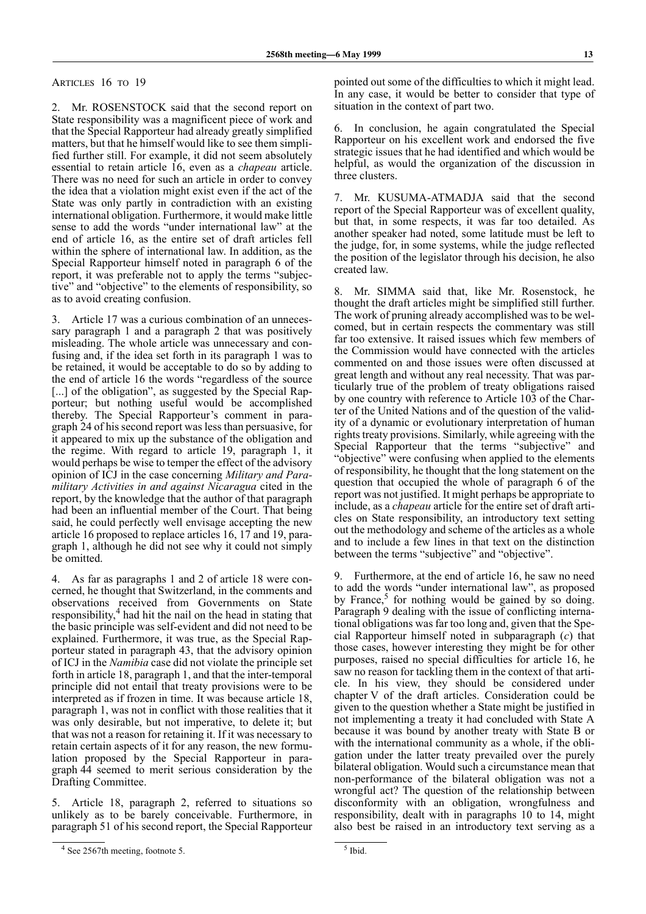ARTICLES 16 TO 19

2. Mr. ROSENSTOCK said that the second report on State responsibility was a magnificent piece of work and that the Special Rapporteur had already greatly simplified matters, but that he himself would like to see them simplified further still. For example, it did not seem absolutely essential to retain article 16, even as a *chapeau* article. There was no need for such an article in order to convey the idea that a violation might exist even if the act of the State was only partly in contradiction with an existing international obligation. Furthermore, it would make little sense to add the words "under international law" at the end of article 16, as the entire set of draft articles fell within the sphere of international law. In addition, as the Special Rapporteur himself noted in paragraph 6 of the report, it was preferable not to apply the terms "subjective" and "objective" to the elements of responsibility, so as to avoid creating confusion.

3. Article 17 was a curious combination of an unnecessary paragraph 1 and a paragraph 2 that was positively misleading. The whole article was unnecessary and confusing and, if the idea set forth in its paragraph 1 was to be retained, it would be acceptable to do so by adding to the end of article 16 the words "regardless of the source [...] of the obligation", as suggested by the Special Rapporteur; but nothing useful would be accomplished thereby. The Special Rapporteur's comment in paragraph 24 of his second report was less than persuasive, for it appeared to mix up the substance of the obligation and the regime. With regard to article 19, paragraph 1, it would perhaps be wise to temper the effect of the advisory opinion of ICJ in the case concerning *Military and Paramilitary Activities in and against Nicaragua* cited in the report, by the knowledge that the author of that paragraph had been an influential member of the Court. That being said, he could perfectly well envisage accepting the new article 16 proposed to replace articles 16, 17 and 19, paragraph 1, although he did not see why it could not simply be omitted.

4. As far as paragraphs 1 and 2 of article 18 were concerned, he thought that Switzerland, in the comments and observations received from Governments on State responsibility,[4] had hit the nail on the head in stating that the basic principle was self-evident and did not need to be explained. Furthermore, it was true, as the Special Rapporteur stated in paragraph 43, that the advisory opinion of ICJ in the *Namibia* case did not violate the principle set forth in article 18, paragraph 1, and that the inter-temporal principle did not entail that treaty provisions were to be interpreted as if frozen in time. It was because article 18, paragraph 1, was not in conflict with those realities that it was only desirable, but not imperative, to delete it; but that was not a reason for retaining it. If it was necessary to retain certain aspects of it for any reason, the new formulation proposed by the Special Rapporteur in paragraph 44 seemed to merit serious consideration by the Drafting Committee.

5. Article 18, paragraph 2, referred to situations so unlikely as to be barely conceivable. Furthermore, in paragraph 51 of his second report, the Special Rapporteur pointed out some of the difficulties to which it might lead. In any case, it would be better to consider that type of situation in the context of part two.

6. In conclusion, he again congratulated the Special Rapporteur on his excellent work and endorsed the five strategic issues that he had identified and which would be helpful, as would the organization of the discussion in three clusters.

7. Mr. KUSUMA-ATMADJA said that the second report of the Special Rapporteur was of excellent quality, but that, in some respects, it was far too detailed. As another speaker had noted, some latitude must be left to the judge, for, in some systems, while the judge reflected the position of the legislator through his decision, he also created law.

8. Mr. SIMMA said that, like Mr. Rosenstock, he thought the draft articles might be simplified still further. The work of pruning already accomplished was to be welcomed, but in certain respects the commentary was still far too extensive. It raised issues which few members of the Commission would have connected with the articles commented on and those issues were often discussed at great length and without any real necessity. That was particularly true of the problem of treaty obligations raised by one country with reference to Article 103 of the Charter of the United Nations and of the question of the validity of a dynamic or evolutionary interpretation of human rights treaty provisions. Similarly, while agreeing with the Special Rapporteur that the terms "subjective" and "objective" were confusing when applied to the elements of responsibility, he thought that the long statement on the question that occupied the whole of paragraph 6 of the report was not justified. It might perhaps be appropriate to include, as a *chapeau* article for the entire set of draft articles on State responsibility, an introductory text setting out the methodology and scheme of the articles as a whole and to include a few lines in that text on the distinction between the terms "subjective" and "objective".

9. Furthermore, at the end of article 16, he saw no need to add the words "under international law", as proposed by France,[5] for nothing would be gained by so doing. Paragraph 9 dealing with the issue of conflicting international obligations was far too long and, given that the Special Rapporteur himself noted in subparagraph (*c*) that those cases, however interesting they might be for other purposes, raised no special difficulties for article 16, he saw no reason for tackling them in the context of that article. In his view, they should be considered under chapter V of the draft articles. Consideration could be given to the question whether a State might be justified in not implementing a treaty it had concluded with State A because it was bound by another treaty with State B or with the international community as a whole, if the obligation under the latter treaty prevailed over the purely bilateral obligation. Would such a circumstance mean that non-performance of the bilateral obligation was not a wrongful act? The question of the relationship between disconformity with an obligation, wrongfulness and responsibility, dealt with in paragraphs 10 to 14, might also best be raised in an introductory text serving as a

---

[4] See 2567th meeting, footnote 5.

[5] Ibid.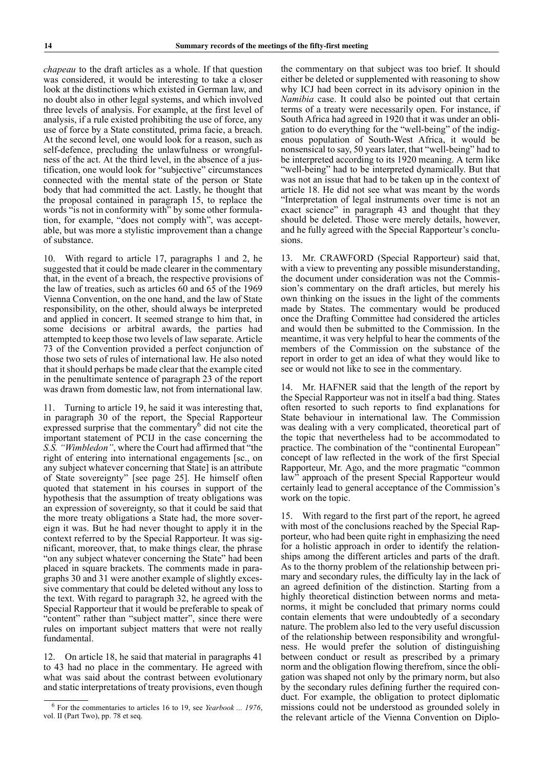*chapeau* to the draft articles as a whole. If that question was considered, it would be interesting to take a closer look at the distinctions which existed in German law, and no doubt also in other legal systems, and which involved three levels of analysis. For example, at the first level of analysis, if a rule existed prohibiting the use of force, any use of force by a State constituted, prima facie, a breach. At the second level, one would look for a reason, such as self-defence, precluding the unlawfulness or wrongfulness of the act. At the third level, in the absence of a justification, one would look for "subjective" circumstances connected with the mental state of the person or State body that had committed the act. Lastly, he thought that the proposal contained in paragraph 15, to replace the words "is not in conformity with" by some other formulation, for example, "does not comply with", was acceptable, but was more a stylistic improvement than a change of substance.

10. With regard to article 17, paragraphs 1 and 2, he suggested that it could be made clearer in the commentary that, in the event of a breach, the respective provisions of the law of treaties, such as articles 60 and 65 of the 1969 Vienna Convention, on the one hand, and the law of State responsibility, on the other, should always be interpreted and applied in concert. It seemed strange to him that, in some decisions or arbitral awards, the parties had attempted to keep those two levels of law separate. Article 73 of the Convention provided a perfect conjunction of those two sets of rules of international law. He also noted that it should perhaps be made clear that the example cited in the penultimate sentence of paragraph 23 of the report was drawn from domestic law, not from international law.

11. Turning to article 19, he said it was interesting that, in paragraph 30 of the report, the Special Rapporteur expressed surprise that the commentary[6] did not cite the important statement of PCIJ in the case concerning the *S.S. "Wimbledon"*, where the Court had affirmed that "the right of entering into international engagements [sc., on any subject whatever concerning that State] is an attribute of State sovereignty" [see page 25]. He himself often quoted that statement in his courses in support of the hypothesis that the assumption of treaty obligations was an expression of sovereignty, so that it could be said that the more treaty obligations a State had, the more sovereign it was. But he had never thought to apply it in the context referred to by the Special Rapporteur. It was significant, moreover, that, to make things clear, the phrase "on any subject whatever concerning the State" had been placed in square brackets. The comments made in paragraphs 30 and 31 were another example of slightly excessive commentary that could be deleted without any loss to the text. With regard to paragraph 32, he agreed with the Special Rapporteur that it would be preferable to speak of "content" rather than "subject matter", since there were rules on important subject matters that were not really fundamental.

12. On article 18, he said that material in paragraphs 41 to 43 had no place in the commentary. He agreed with what was said about the contrast between evolutionary and static interpretations of treaty provisions, even though the commentary on that subject was too brief. It should either be deleted or supplemented with reasoning to show why ICJ had been correct in its advisory opinion in the *Namibia* case. It could also be pointed out that certain terms of a treaty were necessarily open. For instance, if South Africa had agreed in 1920 that it was under an obligation to do everything for the "well-being" of the indigenous population of South-West Africa, it would be nonsensical to say, 50 years later, that "well-being" had to be interpreted according to its 1920 meaning. A term like "well-being" had to be interpreted dynamically. But that was not an issue that had to be taken up in the context of article 18. He did not see what was meant by the words "Interpretation of legal instruments over time is not an exact science" in paragraph 43 and thought that they should be deleted. Those were merely details, however, and he fully agreed with the Special Rapporteur's conclusions.

13. Mr. CRAWFORD (Special Rapporteur) said that, with a view to preventing any possible misunderstanding, the document under consideration was not the Commission's commentary on the draft articles, but merely his own thinking on the issues in the light of the comments made by States. The commentary would be produced once the Drafting Committee had considered the articles and would then be submitted to the Commission. In the meantime, it was very helpful to hear the comments of the members of the Commission on the substance of the report in order to get an idea of what they would like to see or would not like to see in the commentary.

14. Mr. HAFNER said that the length of the report by the Special Rapporteur was not in itself a bad thing. States often resorted to such reports to find explanations for State behaviour in international law. The Commission was dealing with a very complicated, theoretical part of the topic that nevertheless had to be accommodated to practice. The combination of the "continental European" concept of law reflected in the work of the first Special Rapporteur, Mr. Ago, and the more pragmatic "common law" approach of the present Special Rapporteur would certainly lead to general acceptance of the Commission's work on the topic.

15. With regard to the first part of the report, he agreed with most of the conclusions reached by the Special Rapporteur, who had been quite right in emphasizing the need for a holistic approach in order to identify the relationships among the different articles and parts of the draft. As to the thorny problem of the relationship between primary and secondary rules, the difficulty lay in the lack of an agreed definition of the distinction. Starting from a highly theoretical distinction between norms and metanorms, it might be concluded that primary norms could contain elements that were undoubtedly of a secondary nature. The problem also led to the very useful discussion of the relationship between responsibility and wrongfulness. He would prefer the solution of distinguishing between conduct or result as prescribed by a primary norm and the obligation flowing therefrom, since the obligation was shaped not only by the primary norm, but also by the secondary rules defining further the required conduct. For example, the obligation to protect diplomatic missions could not be understood as grounded solely in the relevant article of the Vienna Convention on Diplo-

---

[6] For the commentaries to articles 16 to 19, see *Yearbook ... 1976*, vol. II (Part Two), pp. 78 et seq.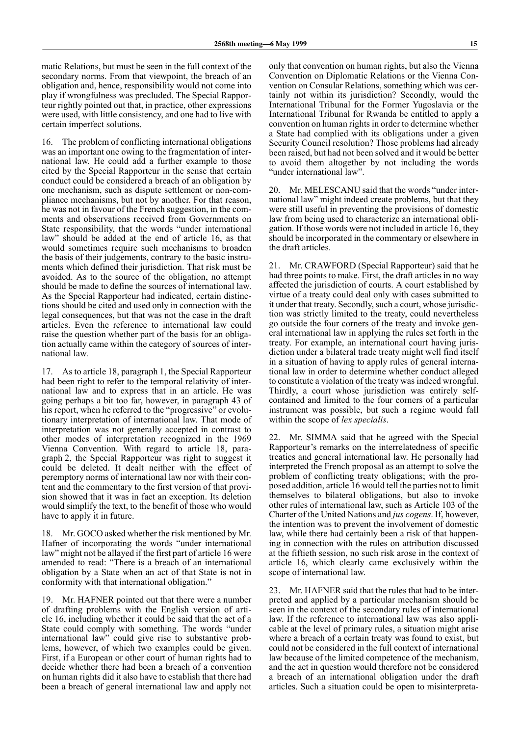matic Relations, but must be seen in the full context of the secondary norms. From that viewpoint, the breach of an obligation and, hence, responsibility would not come into play if wrongfulness was precluded. The Special Rapporteur rightly pointed out that, in practice, other expressions were used, with little consistency, and one had to live with certain imperfect solutions.

16. The problem of conflicting international obligations was an important one owing to the fragmentation of international law. He could add a further example to those cited by the Special Rapporteur in the sense that certain conduct could be considered a breach of an obligation by one mechanism, such as dispute settlement or non-compliance mechanisms, but not by another. For that reason, he was not in favour of the French suggestion, in the comments and observations received from Governments on State responsibility, that the words "under international law" should be added at the end of article 16, as that would sometimes require such mechanisms to broaden the basis of their judgements, contrary to the basic instruments which defined their jurisdiction. That risk must be avoided. As to the source of the obligation, no attempt should be made to define the sources of international law. As the Special Rapporteur had indicated, certain distinctions should be cited and used only in connection with the legal consequences, but that was not the case in the draft articles. Even the reference to international law could raise the question whether part of the basis for an obligation actually came within the category of sources of international law.

17. As to article 18, paragraph 1, the Special Rapporteur had been right to refer to the temporal relativity of international law and to express that in an article. He was going perhaps a bit too far, however, in paragraph 43 of his report, when he referred to the "progressive" or evolutionary interpretation of international law. That mode of interpretation was not generally accepted in contrast to other modes of interpretation recognized in the 1969 Vienna Convention. With regard to article 18, paragraph 2, the Special Rapporteur was right to suggest it could be deleted. It dealt neither with the effect of peremptory norms of international law nor with their content and the commentary to the first version of that provision showed that it was in fact an exception. Its deletion would simplify the text, to the benefit of those who would have to apply it in future.

18. Mr. GOCO asked whether the risk mentioned by Mr. Hafner of incorporating the words "under international law" might not be allayed if the first part of article 16 were amended to read: "There is a breach of an international obligation by a State when an act of that State is not in conformity with that international obligation."

19. Mr. HAFNER pointed out that there were a number of drafting problems with the English version of article 16, including whether it could be said that the act of a State could comply with something. The words "under international law" could give rise to substantive problems, however, of which two examples could be given. First, if a European or other court of human rights had to decide whether there had been a breach of a convention on human rights did it also have to establish that there had been a breach of general international law and apply not only that convention on human rights, but also the Vienna Convention on Diplomatic Relations or the Vienna Convention on Consular Relations, something which was certainly not within its jurisdiction? Secondly, would the International Tribunal for the Former Yugoslavia or the International Tribunal for Rwanda be entitled to apply a convention on human rights in order to determine whether a State had complied with its obligations under a given Security Council resolution? Those problems had already been raised, but had not been solved and it would be better to avoid them altogether by not including the words "under international law".

20. Mr. MELESCANU said that the words "under international law" might indeed create problems, but that they were still useful in preventing the provisions of domestic law from being used to characterize an international obligation. If those words were not included in article 16, they should be incorporated in the commentary or elsewhere in the draft articles.

21. Mr. CRAWFORD (Special Rapporteur) said that he had three points to make. First, the draft articles in no way affected the jurisdiction of courts. A court established by virtue of a treaty could deal only with cases submitted to it under that treaty. Secondly, such a court, whose jurisdiction was strictly limited to the treaty, could nevertheless go outside the four corners of the treaty and invoke general international law in applying the rules set forth in the treaty. For example, an international court having jurisdiction under a bilateral trade treaty might well find itself in a situation of having to apply rules of general international law in order to determine whether conduct alleged to constitute a violation of the treaty was indeed wrongful. Thirdly, a court whose jurisdiction was entirely self-contained and limited to the four corners of a particular instrument was possible, but such a regime would fall within the scope of *lex specialis*.

22. Mr. SIMMA said that he agreed with the Special Rapporteur's remarks on the interrelatedness of specific treaties and general international law. He personally had interpreted the French proposal as an attempt to solve the problem of conflicting treaty obligations; with the proposed addition, article 16 would tell the parties not to limit themselves to bilateral obligations, but also to invoke other rules of international law, such as Article 103 of the Charter of the United Nations and *jus cogens*. If, however, the intention was to prevent the involvement of domestic law, while there had certainly been a risk of that happening in connection with the rules on attribution discussed at the fiftieth session, no such risk arose in the context of article 16, which clearly came exclusively within the scope of international law.

23. Mr. HAFNER said that the rules that had to be interpreted and applied by a particular mechanism should be seen in the context of the secondary rules of international law. If the reference to international law was also applicable at the level of primary rules, a situation might arise where a breach of a certain treaty was found to exist, but could not be considered in the full context of international law because of the limited competence of the mechanism, and the act in question would therefore not be considered a breach of an international obligation under the draft articles. Such a situation could be open to misinterpreta-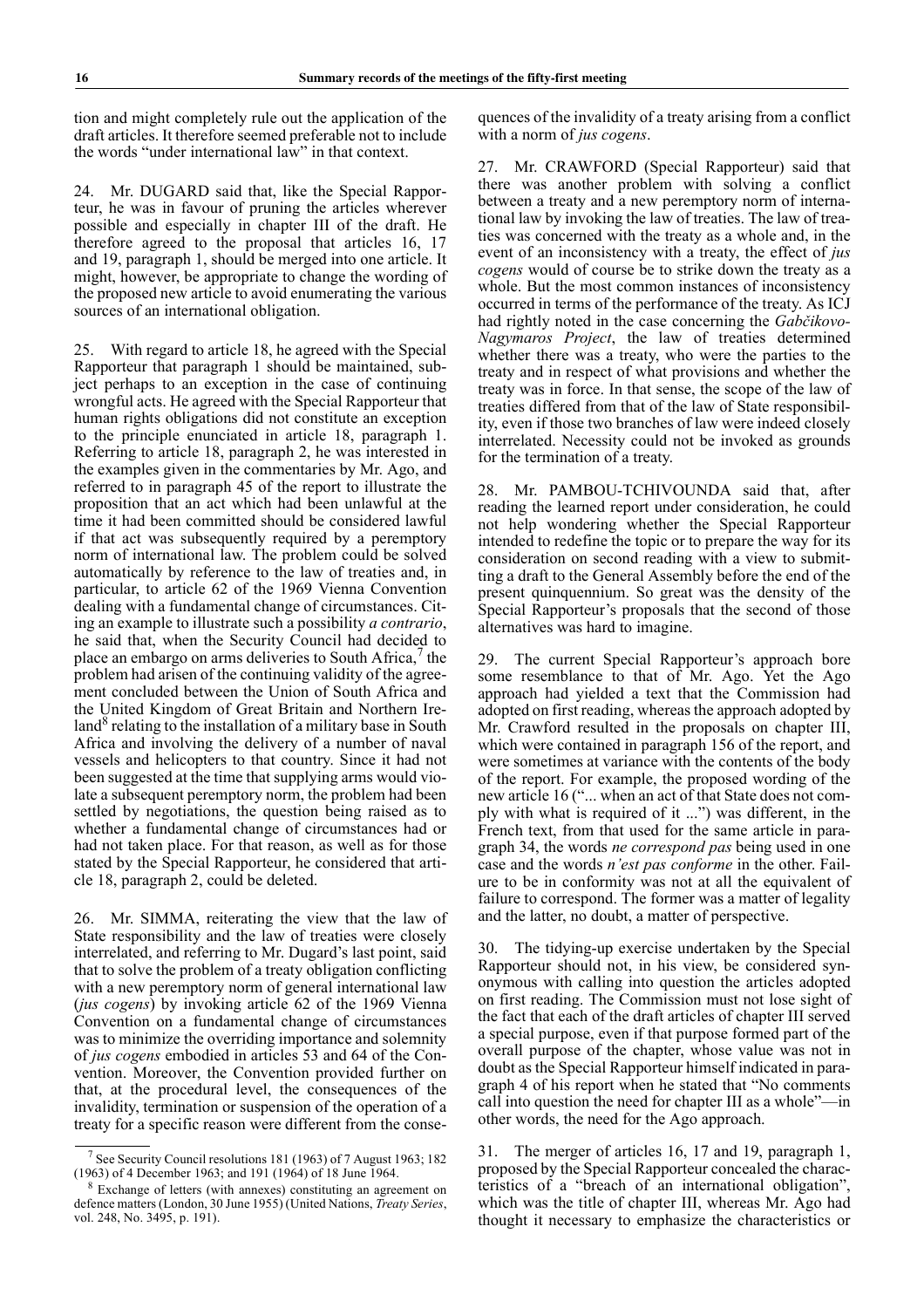tion and might completely rule out the application of the draft articles. It therefore seemed preferable not to include the words "under international law" in that context.

24. Mr. DUGARD said that, like the Special Rapporteur, he was in favour of pruning the articles wherever possible and especially in chapter III of the draft. He therefore agreed to the proposal that articles 16, 17 and 19, paragraph 1, should be merged into one article. It might, however, be appropriate to change the wording of the proposed new article to avoid enumerating the various sources of an international obligation.

25. With regard to article 18, he agreed with the Special Rapporteur that paragraph 1 should be maintained, subject perhaps to an exception in the case of continuing wrongful acts. He agreed with the Special Rapporteur that human rights obligations did not constitute an exception to the principle enunciated in article 18, paragraph 1. Referring to article 18, paragraph 2, he was interested in the examples given in the commentaries by Mr. Ago, and referred to in paragraph 45 of the report to illustrate the proposition that an act which had been unlawful at the time it had been committed should be considered lawful if that act was subsequently required by a peremptory norm of international law. The problem could be solved automatically by reference to the law of treaties and, in particular, to article 62 of the 1969 Vienna Convention dealing with a fundamental change of circumstances. Citing an example to illustrate such a possibility *a contrario*, he said that, when the Security Council had decided to place an embargo on arms deliveries to South Africa,[7] the problem had arisen of the continuing validity of the agreement concluded between the Union of South Africa and the United Kingdom of Great Britain and Northern Ireland[8] relating to the installation of a military base in South Africa and involving the delivery of a number of naval vessels and helicopters to that country. Since it had not been suggested at the time that supplying arms would violate a subsequent peremptory norm, the problem had been settled by negotiations, the question being raised as to whether a fundamental change of circumstances had or had not taken place. For that reason, as well as for those stated by the Special Rapporteur, he considered that article 18, paragraph 2, could be deleted.

26. Mr. SIMMA, reiterating the view that the law of State responsibility and the law of treaties were closely interrelated, and referring to Mr. Dugard's last point, said that to solve the problem of a treaty obligation conflicting with a new peremptory norm of general international law (*jus cogens*) by invoking article 62 of the 1969 Vienna Convention on a fundamental change of circumstances was to minimize the overriding importance and solemnity of *jus cogens* embodied in articles 53 and 64 of the Convention. Moreover, the Convention provided further on that, at the procedural level, the consequences of the invalidity, termination or suspension of the operation of a treaty for a specific reason were different from the consequences of the invalidity of a treaty arising from a conflict with a norm of *jus cogens*.

27. Mr. CRAWFORD (Special Rapporteur) said that there was another problem with solving a conflict between a treaty and a new peremptory norm of international law by invoking the law of treaties. The law of treaties was concerned with the treaty as a whole and, in the event of an inconsistency with a treaty, the effect of *jus cogens* would of course be to strike down the treaty as a whole. But the most common instances of inconsistency occurred in terms of the performance of the treaty. As ICJ had rightly noted in the case concerning the *Gabčikovo-Nagymaros Project*, the law of treaties determined whether there was a treaty, who were the parties to the treaty and in respect of what provisions and whether the treaty was in force. In that sense, the scope of the law of treaties differed from that of the law of State responsibility, even if those two branches of law were indeed closely interrelated. Necessity could not be invoked as grounds for the termination of a treaty.

28. Mr. PAMBOU-TCHIVOUNDA said that, after reading the learned report under consideration, he could not help wondering whether the Special Rapporteur intended to redefine the topic or to prepare the way for its consideration on second reading with a view to submitting a draft to the General Assembly before the end of the present quinquennium. So great was the density of the Special Rapporteur's proposals that the second of those alternatives was hard to imagine.

29. The current Special Rapporteur's approach bore some resemblance to that of Mr. Ago. Yet the Ago approach had yielded a text that the Commission had adopted on first reading, whereas the approach adopted by Mr. Crawford resulted in the proposals on chapter III, which were contained in paragraph 156 of the report, and were sometimes at variance with the contents of the body of the report. For example, the proposed wording of the new article 16 ("... when an act of that State does not comply with what is required of it ...") was different, in the French text, from that used for the same article in paragraph 34, the words *ne correspond pas* being used in one case and the words *n'est pas conforme* in the other. Failure to be in conformity was not at all the equivalent of failure to correspond. The former was a matter of legality and the latter, no doubt, a matter of perspective.

30. The tidying-up exercise undertaken by the Special Rapporteur should not, in his view, be considered synonymous with calling into question the articles adopted on first reading. The Commission must not lose sight of the fact that each of the draft articles of chapter III served a special purpose, even if that purpose formed part of the overall purpose of the chapter, whose value was not in doubt as the Special Rapporteur himself indicated in paragraph 4 of his report when he stated that "No comments call into question the need for chapter III as a whole"—in other words, the need for the Ago approach.

31. The merger of articles 16, 17 and 19, paragraph 1, proposed by the Special Rapporteur concealed the characteristics of a "breach of an international obligation", which was the title of chapter III, whereas Mr. Ago had thought it necessary to emphasize the characteristics or

---

[7] See Security Council resolutions 181 (1963) of 7 August 1963; 182 (1963) of 4 December 1963; and 191 (1964) of 18 June 1964.

[8] Exchange of letters (with annexes) constituting an agreement on defence matters (London, 30 June 1955) (United Nations, *Treaty Series*, vol. 248, No. 3495, p. 191).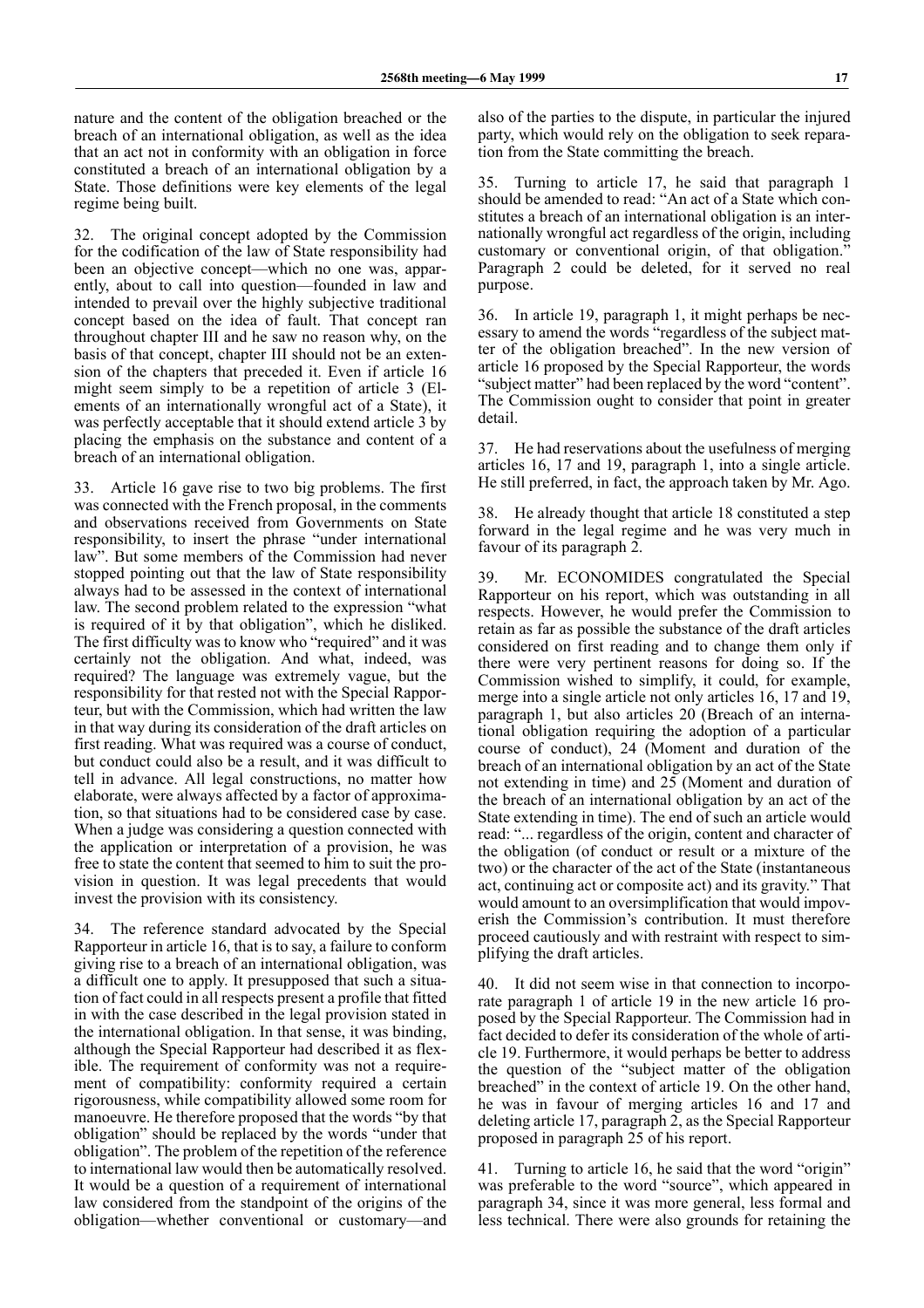nature and the content of the obligation breached or the breach of an international obligation, as well as the idea that an act not in conformity with an obligation in force constituted a breach of an international obligation by a State. Those definitions were key elements of the legal regime being built.

32. The original concept adopted by the Commission for the codification of the law of State responsibility had been an objective concept—which no one was, apparently, about to call into question—founded in law and intended to prevail over the highly subjective traditional concept based on the idea of fault. That concept ran throughout chapter III and he saw no reason why, on the basis of that concept, chapter III should not be an extension of the chapters that preceded it. Even if article 16 might seem simply to be a repetition of article 3 (Elements of an internationally wrongful act of a State), it was perfectly acceptable that it should extend article 3 by placing the emphasis on the substance and content of a breach of an international obligation.

33. Article 16 gave rise to two big problems. The first was connected with the French proposal, in the comments and observations received from Governments on State responsibility, to insert the phrase "under international law". But some members of the Commission had never stopped pointing out that the law of State responsibility always had to be assessed in the context of international law. The second problem related to the expression "what is required of it by that obligation", which he disliked. The first difficulty was to know who "required" and it was certainly not the obligation. And what, indeed, was required? The language was extremely vague, but the responsibility for that rested not with the Special Rapporteur, but with the Commission, which had written the law in that way during its consideration of the draft articles on first reading. What was required was a course of conduct, but conduct could also be a result, and it was difficult to tell in advance. All legal constructions, no matter how elaborate, were always affected by a factor of approximation, so that situations had to be considered case by case. When a judge was considering a question connected with the application or interpretation of a provision, he was free to state the content that seemed to him to suit the provision in question. It was legal precedents that would invest the provision with its consistency.

34. The reference standard advocated by the Special Rapporteur in article 16, that is to say, a failure to conform giving rise to a breach of an international obligation, was a difficult one to apply. It presupposed that such a situation of fact could in all respects present a profile that fitted in with the case described in the legal provision stated in the international obligation. In that sense, it was binding, although the Special Rapporteur had described it as flexible. The requirement of conformity was not a requirement of compatibility: conformity required a certain rigorousness, while compatibility allowed some room for manoeuvre. He therefore proposed that the words "by that obligation" should be replaced by the words "under that obligation". The problem of the repetition of the reference to international law would then be automatically resolved. It would be a question of a requirement of international law considered from the standpoint of the origins of the obligation—whether conventional or customary—and also of the parties to the dispute, in particular the injured party, which would rely on the obligation to seek reparation from the State committing the breach.

35. Turning to article 17, he said that paragraph 1 should be amended to read: "An act of a State which constitutes a breach of an international obligation is an internationally wrongful act regardless of the origin, including customary or conventional origin, of that obligation." Paragraph 2 could be deleted, for it served no real purpose.

36. In article 19, paragraph 1, it might perhaps be necessary to amend the words "regardless of the subject matter of the obligation breached". In the new version of article 16 proposed by the Special Rapporteur, the words "subject matter" had been replaced by the word "content". The Commission ought to consider that point in greater detail.

37. He had reservations about the usefulness of merging articles 16, 17 and 19, paragraph 1, into a single article. He still preferred, in fact, the approach taken by Mr. Ago.

38. He already thought that article 18 constituted a step forward in the legal regime and he was very much in favour of its paragraph 2.

39. Mr. ECONOMIDES congratulated the Special Rapporteur on his report, which was outstanding in all respects. However, he would prefer the Commission to retain as far as possible the substance of the draft articles considered on first reading and to change them only if there were very pertinent reasons for doing so. If the Commission wished to simplify, it could, for example, merge into a single article not only articles 16, 17 and 19, paragraph 1, but also articles 20 (Breach of an international obligation requiring the adoption of a particular course of conduct), 24 (Moment and duration of the breach of an international obligation by an act of the State not extending in time) and 25 (Moment and duration of the breach of an international obligation by an act of the State extending in time). The end of such an article would read: "... regardless of the origin, content and character of the obligation (of conduct or result or a mixture of the two) or the character of the act of the State (instantaneous act, continuing act or composite act) and its gravity." That would amount to an oversimplification that would impoverish the Commission's contribution. It must therefore proceed cautiously and with restraint with respect to simplifying the draft articles.

40. It did not seem wise in that connection to incorporate paragraph 1 of article 19 in the new article 16 proposed by the Special Rapporteur. The Commission had in fact decided to defer its consideration of the whole of article 19. Furthermore, it would perhaps be better to address the question of the "subject matter of the obligation breached" in the context of article 19. On the other hand, he was in favour of merging articles 16 and 17 and deleting article 17, paragraph 2, as the Special Rapporteur proposed in paragraph 25 of his report.

41. Turning to article 16, he said that the word "origin" was preferable to the word "source", which appeared in paragraph 34, since it was more general, less formal and less technical. There were also grounds for retaining the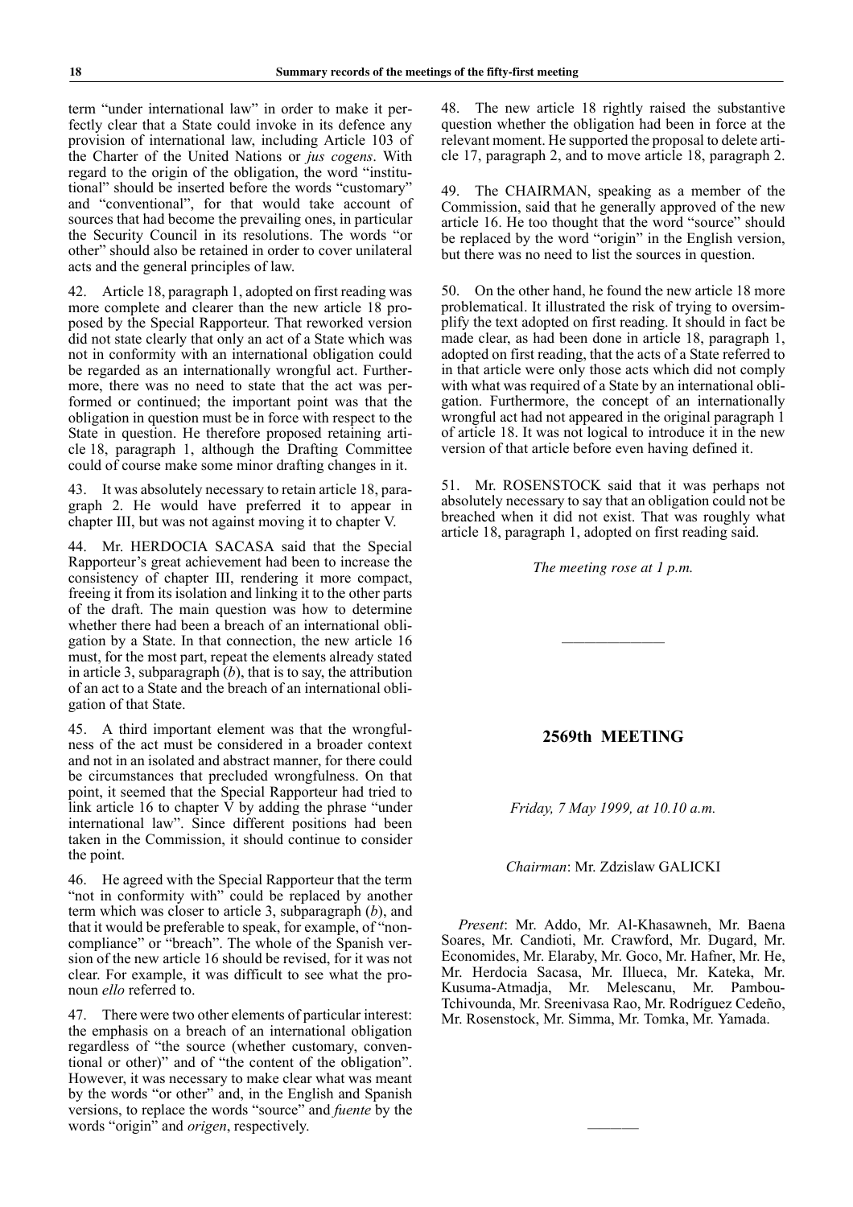term "under international law" in order to make it perfectly clear that a State could invoke in its defence any provision of international law, including Article 103 of the Charter of the United Nations or *jus cogens*. With regard to the origin of the obligation, the word "institutional" should be inserted before the words "customary" and "conventional", for that would take account of sources that had become the prevailing ones, in particular the Security Council in its resolutions. The words "or other" should also be retained in order to cover unilateral acts and the general principles of law.

42. Article 18, paragraph 1, adopted on first reading was more complete and clearer than the new article 18 proposed by the Special Rapporteur. That reworked version did not state clearly that only an act of a State which was not in conformity with an international obligation could be regarded as an internationally wrongful act. Furthermore, there was no need to state that the act was performed or continued; the important point was that the obligation in question must be in force with respect to the State in question. He therefore proposed retaining article 18, paragraph 1, although the Drafting Committee could of course make some minor drafting changes in it.

43. It was absolutely necessary to retain article 18, paragraph 2. He would have preferred it to appear in chapter III, but was not against moving it to chapter V.

44. Mr. HERDOCIA SACASA said that the Special Rapporteur's great achievement had been to increase the consistency of chapter III, rendering it more compact, freeing it from its isolation and linking it to the other parts of the draft. The main question was how to determine whether there had been a breach of an international obligation by a State. In that connection, the new article 16 must, for the most part, repeat the elements already stated in article 3, subparagraph (*b*), that is to say, the attribution of an act to a State and the breach of an international obligation of that State.

45. A third important element was that the wrongfulness of the act must be considered in a broader context and not in an isolated and abstract manner, for there could be circumstances that precluded wrongfulness. On that point, it seemed that the Special Rapporteur had tried to link article 16 to chapter V by adding the phrase "under international law". Since different positions had been taken in the Commission, it should continue to consider the point.

46. He agreed with the Special Rapporteur that the term "not in conformity with" could be replaced by another term which was closer to article 3, subparagraph (*b*), and that it would be preferable to speak, for example, of "non-compliance" or "breach". The whole of the Spanish version of the new article 16 should be revised, for it was not clear. For example, it was difficult to see what the pronoun *ello* referred to.

47. There were two other elements of particular interest: the emphasis on a breach of an international obligation regardless of "the source (whether customary, conventional or other)" and of "the content of the obligation". However, it was necessary to make clear what was meant by the words "or other" and, in the English and Spanish versions, to replace the words "source" and *fuente* by the words "origin" and *origen*, respectively.

48. The new article 18 rightly raised the substantive question whether the obligation had been in force at the relevant moment. He supported the proposal to delete article 17, paragraph 2, and to move article 18, paragraph 2.

49. The CHAIRMAN, speaking as a member of the Commission, said that he generally approved of the new article 16. He too thought that the word "source" should be replaced by the word "origin" in the English version, but there was no need to list the sources in question.

50. On the other hand, he found the new article 18 more problematical. It illustrated the risk of trying to oversimplify the text adopted on first reading. It should in fact be made clear, as had been done in article 18, paragraph 1, adopted on first reading, that the acts of a State referred to in that article were only those acts which did not comply with what was required of a State by an international obligation. Furthermore, the concept of an internationally wrongful act had not appeared in the original paragraph 1 of article 18. It was not logical to introduce it in the new version of that article before even having defined it.

51. Mr. ROSENSTOCK said that it was perhaps not absolutely necessary to say that an obligation could not be breached when it did not exist. That was roughly what article 18, paragraph 1, adopted on first reading said.

*The meeting rose at 1 p.m.*

---

## 2569th MEETING

*Friday, 7 May 1999, at 10.10 a.m.*

*Chairman*: Mr. Zdzislaw GALICKI

*Present*: Mr. Addo, Mr. Al-Khasawneh, Mr. Baena Soares, Mr. Candioti, Mr. Crawford, Mr. Dugard, Mr. Economides, Mr. Elaraby, Mr. Goco, Mr. Hafner, Mr. He, Mr. Herdocia Sacasa, Mr. Illueca, Mr. Kateka, Mr. Kusuma-Atmadja, Mr. Melescanu, Mr. Pambou-Tchivounda, Mr. Sreenivasa Rao, Mr. Rodríguez Cedeño, Mr. Rosenstock, Mr. Simma, Mr. Tomka, Mr. Yamada.

---